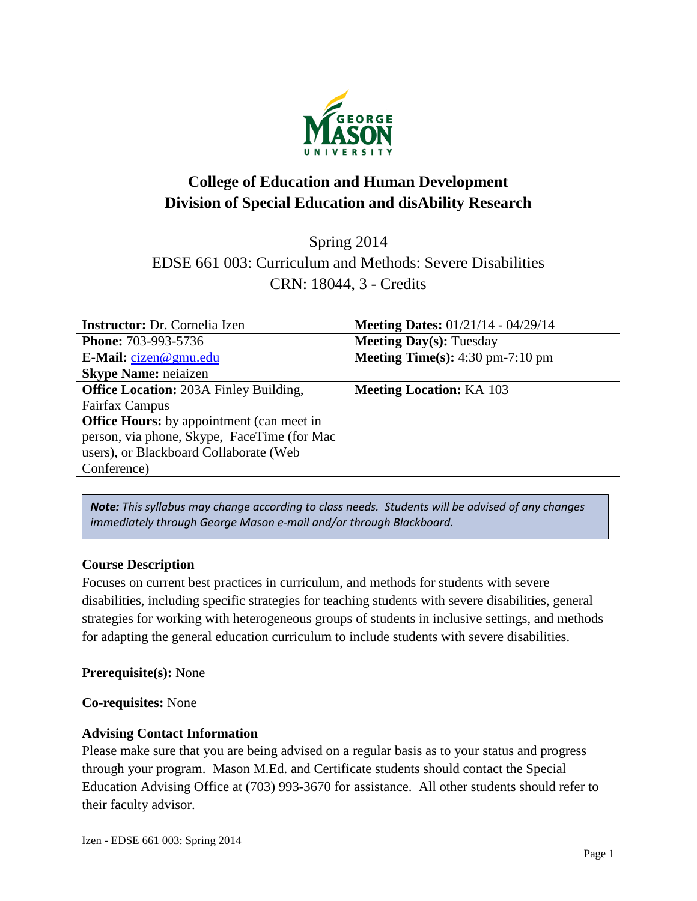# College of Education and Human Development
# Division of Special Education and disAbility Research

Spring 2014

EDSE 661 003: Curriculum and Methods: Severe Disabilities

CRN: 18044, 3 - Credits

| **Instructor:** Dr. Cornelia Izen | **Meeting Dates:** 01/21/14 - 04/29/14 |
|---|---|
| **Phone:** 703-993-5736 | **Meeting Day(s):** Tuesday |
| **E-Mail:** cizen@gmu.edu<br>**Skype Name:** neiaizen | **Meeting Time(s):** 4:30 pm-7:10 pm |
| **Office Location:** 203A Finley Building, Fairfax Campus<br>**Office Hours:** by appointment (can meet in person, via phone, Skype, FaceTime (for Mac users), or Blackboard Collaborate (Web Conference) | **Meeting Location:** KA 103 |

***Note:*** *This syllabus may change according to class needs. Students will be advised of any changes immediately through George Mason e-mail and/or through Blackboard.*

**Course Description**

Focuses on current best practices in curriculum, and methods for students with severe disabilities, including specific strategies for teaching students with severe disabilities, general strategies for working with heterogeneous groups of students in inclusive settings, and methods for adapting the general education curriculum to include students with severe disabilities.

**Prerequisite(s):** None

**Co-requisites:** None

**Advising Contact Information**

Please make sure that you are being advised on a regular basis as to your status and progress through your program. Mason M.Ed. and Certificate students should contact the Special Education Advising Office at (703) 993-3670 for assistance. All other students should refer to their faculty advisor.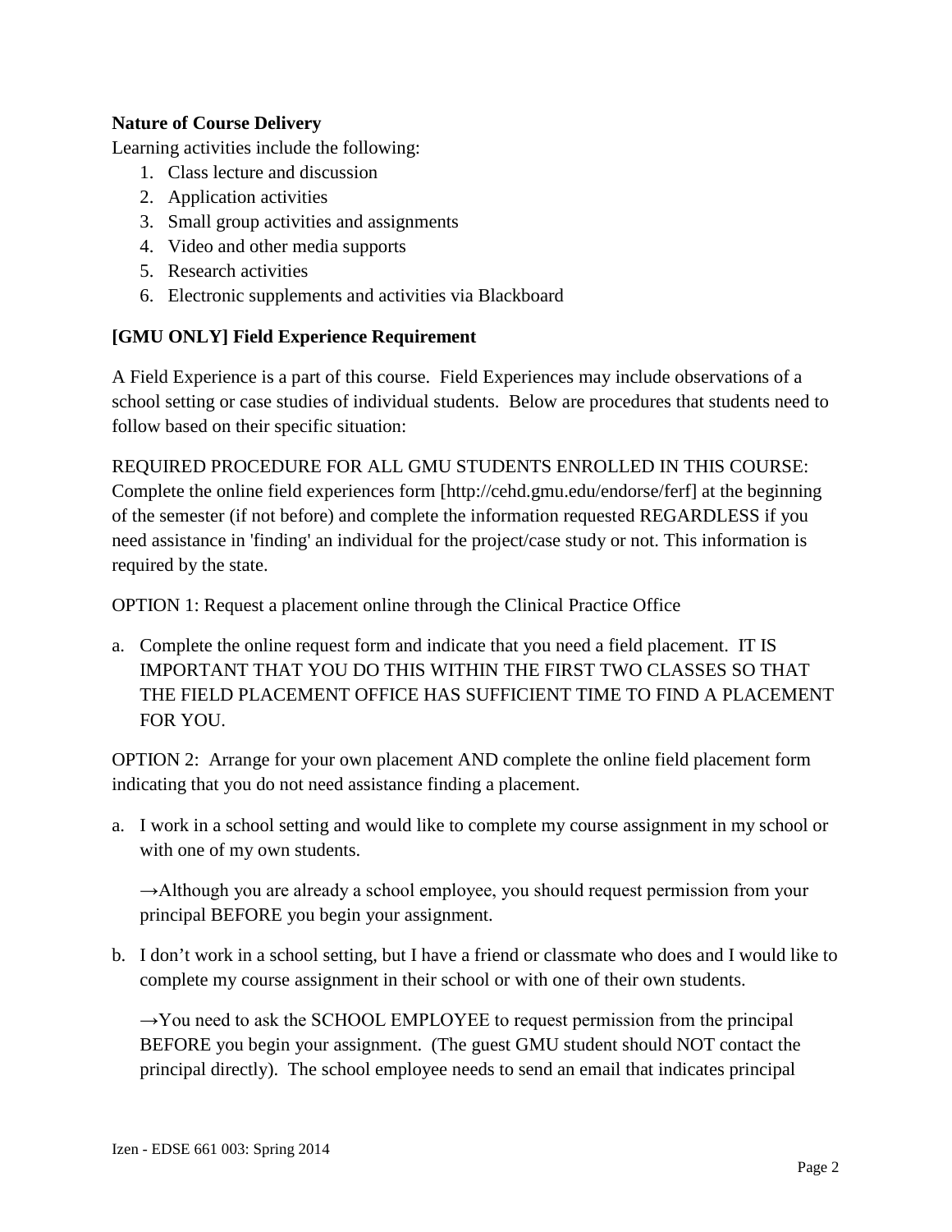**Nature of Course Delivery**

Learning activities include the following:

1. Class lecture and discussion
2. Application activities
3. Small group activities and assignments
4. Video and other media supports
5. Research activities
6. Electronic supplements and activities via Blackboard

**[GMU ONLY] Field Experience Requirement**

A Field Experience is a part of this course. Field Experiences may include observations of a school setting or case studies of individual students. Below are procedures that students need to follow based on their specific situation:

REQUIRED PROCEDURE FOR ALL GMU STUDENTS ENROLLED IN THIS COURSE: Complete the online field experiences form [http://cehd.gmu.edu/endorse/ferf] at the beginning of the semester (if not before) and complete the information requested REGARDLESS if you need assistance in 'finding' an individual for the project/case study or not. This information is required by the state.

OPTION 1: Request a placement online through the Clinical Practice Office

a. Complete the online request form and indicate that you need a field placement. IT IS IMPORTANT THAT YOU DO THIS WITHIN THE FIRST TWO CLASSES SO THAT THE FIELD PLACEMENT OFFICE HAS SUFFICIENT TIME TO FIND A PLACEMENT FOR YOU.

OPTION 2: Arrange for your own placement AND complete the online field placement form indicating that you do not need assistance finding a placement.

a. I work in a school setting and would like to complete my course assignment in my school or with one of my own students.

   →Although you are already a school employee, you should request permission from your principal BEFORE you begin your assignment.

b. I don't work in a school setting, but I have a friend or classmate who does and I would like to complete my course assignment in their school or with one of their own students.

   →You need to ask the SCHOOL EMPLOYEE to request permission from the principal BEFORE you begin your assignment. (The guest GMU student should NOT contact the principal directly). The school employee needs to send an email that indicates principal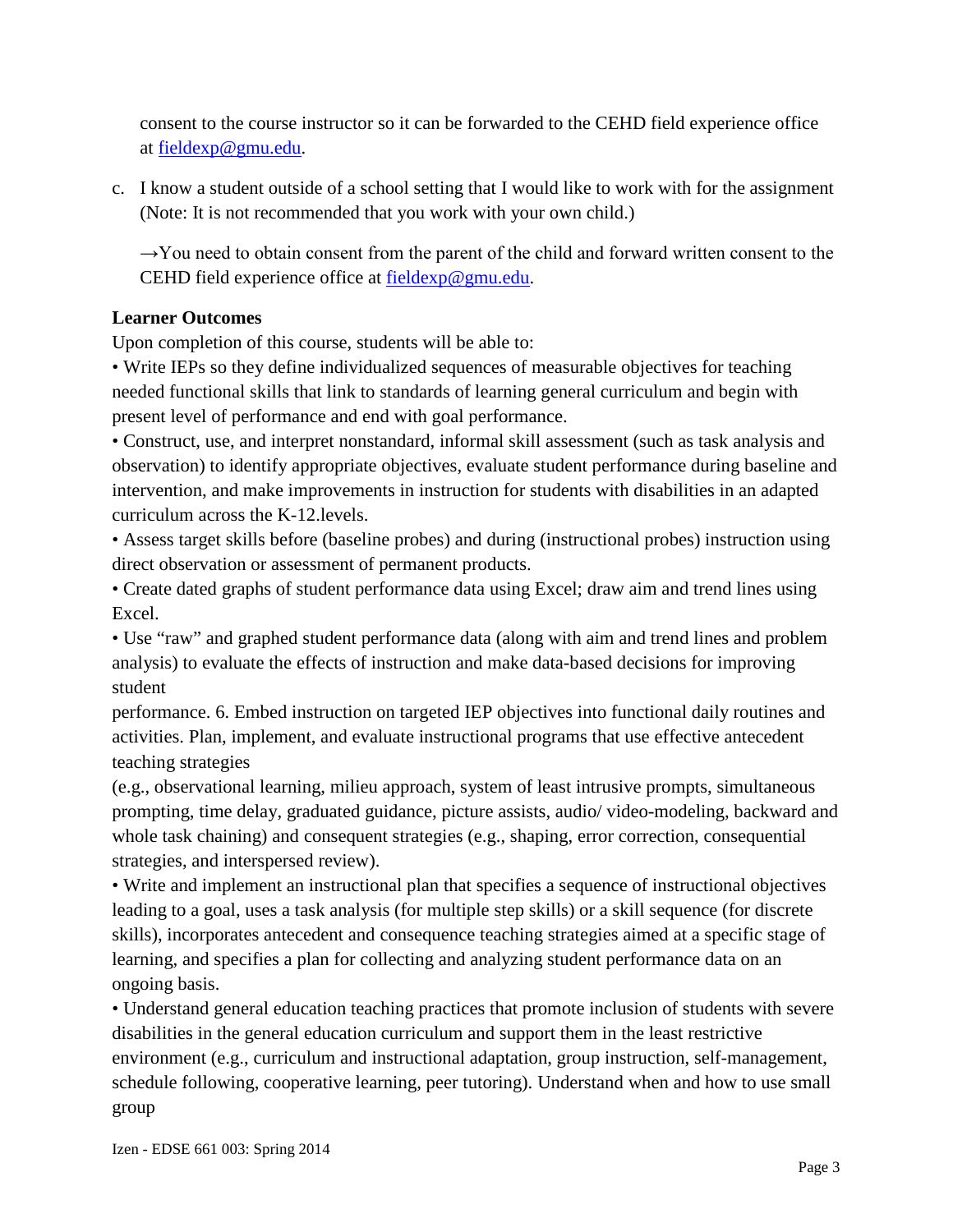consent to the course instructor so it can be forwarded to the CEHD field experience office at fieldexp@gmu.edu.

c. I know a student outside of a school setting that I would like to work with for the assignment (Note: It is not recommended that you work with your own child.)

→You need to obtain consent from the parent of the child and forward written consent to the CEHD field experience office at fieldexp@gmu.edu.

**Learner Outcomes**

Upon completion of this course, students will be able to:

• Write IEPs so they define individualized sequences of measurable objectives for teaching needed functional skills that link to standards of learning general curriculum and begin with present level of performance and end with goal performance.

• Construct, use, and interpret nonstandard, informal skill assessment (such as task analysis and observation) to identify appropriate objectives, evaluate student performance during baseline and intervention, and make improvements in instruction for students with disabilities in an adapted curriculum across the K-12.levels.

• Assess target skills before (baseline probes) and during (instructional probes) instruction using direct observation or assessment of permanent products.

• Create dated graphs of student performance data using Excel; draw aim and trend lines using Excel.

• Use "raw" and graphed student performance data (along with aim and trend lines and problem analysis) to evaluate the effects of instruction and make data-based decisions for improving student

performance. 6. Embed instruction on targeted IEP objectives into functional daily routines and activities. Plan, implement, and evaluate instructional programs that use effective antecedent teaching strategies

(e.g., observational learning, milieu approach, system of least intrusive prompts, simultaneous prompting, time delay, graduated guidance, picture assists, audio/ video-modeling, backward and whole task chaining) and consequent strategies (e.g., shaping, error correction, consequential strategies, and interspersed review).

• Write and implement an instructional plan that specifies a sequence of instructional objectives leading to a goal, uses a task analysis (for multiple step skills) or a skill sequence (for discrete skills), incorporates antecedent and consequence teaching strategies aimed at a specific stage of learning, and specifies a plan for collecting and analyzing student performance data on an ongoing basis.

• Understand general education teaching practices that promote inclusion of students with severe disabilities in the general education curriculum and support them in the least restrictive environment (e.g., curriculum and instructional adaptation, group instruction, self-management, schedule following, cooperative learning, peer tutoring). Understand when and how to use small group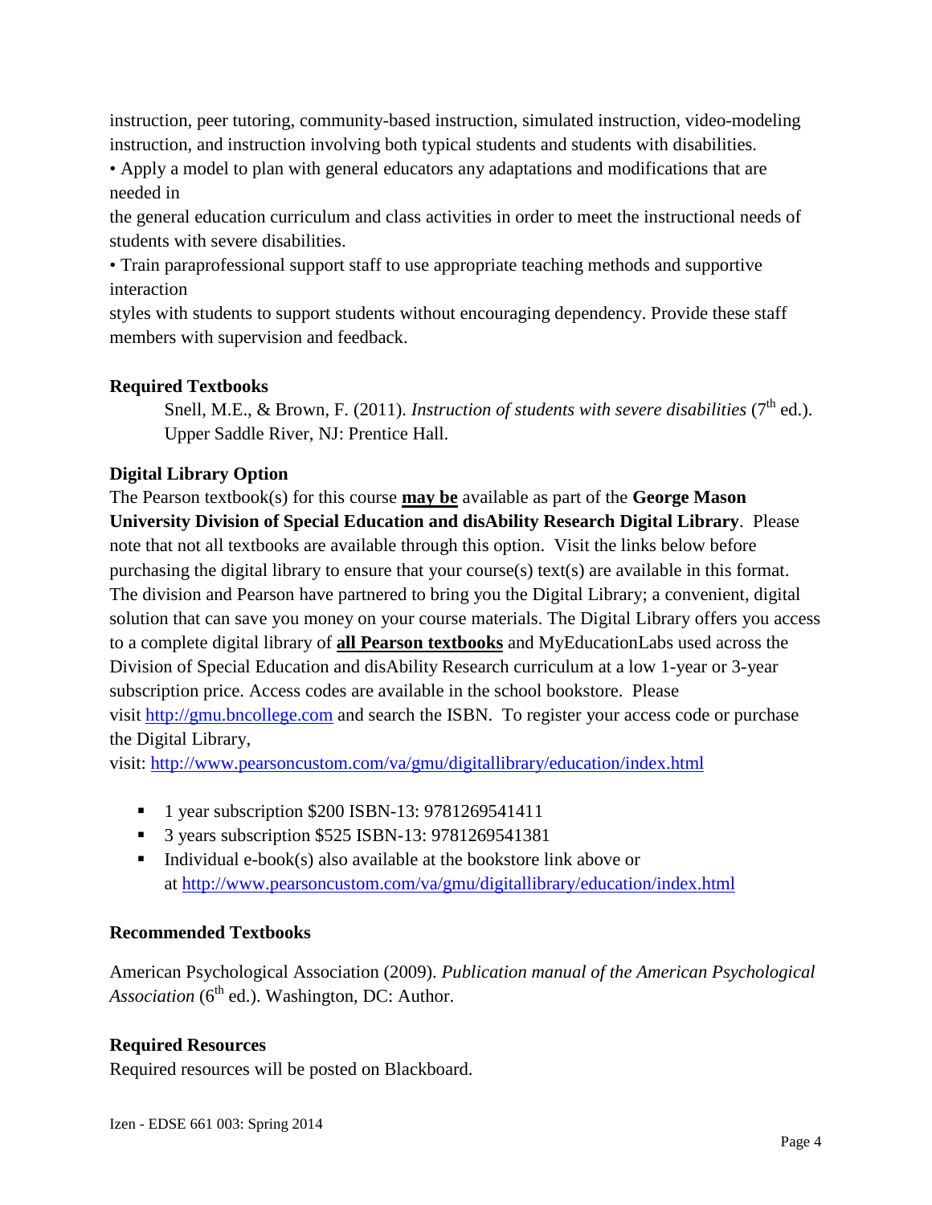instruction, peer tutoring, community-based instruction, simulated instruction, video-modeling instruction, and instruction involving both typical students and students with disabilities.

- Apply a model to plan with general educators any adaptations and modifications that are needed in the general education curriculum and class activities in order to meet the instructional needs of students with severe disabilities.
- Train paraprofessional support staff to use appropriate teaching methods and supportive interaction styles with students to support students without encouraging dependency. Provide these staff members with supervision and feedback.

**Required Textbooks**

Snell, M.E., & Brown, F. (2011). *Instruction of students with severe disabilities* (7th ed.). Upper Saddle River, NJ: Prentice Hall.

**Digital Library Option**

The Pearson textbook(s) for this course **may be** available as part of the **George Mason University Division of Special Education and disAbility Research Digital Library**. Please note that not all textbooks are available through this option. Visit the links below before purchasing the digital library to ensure that your course(s) text(s) are available in this format. The division and Pearson have partnered to bring you the Digital Library; a convenient, digital solution that can save you money on your course materials. The Digital Library offers you access to a complete digital library of **all Pearson textbooks** and MyEducationLabs used across the Division of Special Education and disAbility Research curriculum at a low 1-year or 3-year subscription price. Access codes are available in the school bookstore. Please visit http://gmu.bncollege.com and search the ISBN. To register your access code or purchase the Digital Library,
visit: http://www.pearsoncustom.com/va/gmu/digitallibrary/education/index.html

- 1 year subscription $200 ISBN-13: 9781269541411
- 3 years subscription $525 ISBN-13: 9781269541381
- Individual e-book(s) also available at the bookstore link above or at http://www.pearsoncustom.com/va/gmu/digitallibrary/education/index.html

**Recommended Textbooks**

American Psychological Association (2009). *Publication manual of the American Psychological Association* (6th ed.). Washington, DC: Author.

**Required Resources**

Required resources will be posted on Blackboard.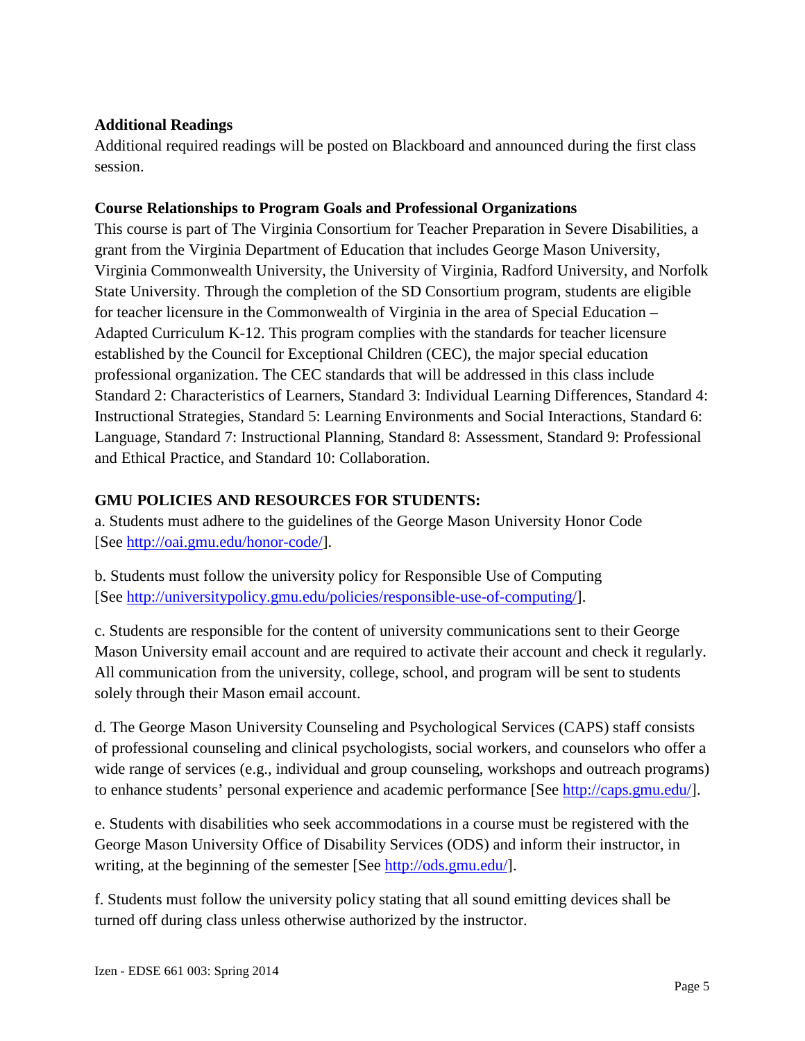**Additional Readings**

Additional required readings will be posted on Blackboard and announced during the first class session.

**Course Relationships to Program Goals and Professional Organizations**

This course is part of The Virginia Consortium for Teacher Preparation in Severe Disabilities, a grant from the Virginia Department of Education that includes George Mason University, Virginia Commonwealth University, the University of Virginia, Radford University, and Norfolk State University. Through the completion of the SD Consortium program, students are eligible for teacher licensure in the Commonwealth of Virginia in the area of Special Education – Adapted Curriculum K-12. This program complies with the standards for teacher licensure established by the Council for Exceptional Children (CEC), the major special education professional organization. The CEC standards that will be addressed in this class include Standard 2: Characteristics of Learners, Standard 3: Individual Learning Differences, Standard 4: Instructional Strategies, Standard 5: Learning Environments and Social Interactions, Standard 6: Language, Standard 7: Instructional Planning, Standard 8: Assessment, Standard 9: Professional and Ethical Practice, and Standard 10: Collaboration.

**GMU POLICIES AND RESOURCES FOR STUDENTS:**

a. Students must adhere to the guidelines of the George Mason University Honor Code [See http://oai.gmu.edu/honor-code/].

b. Students must follow the university policy for Responsible Use of Computing [See http://universitypolicy.gmu.edu/policies/responsible-use-of-computing/].

c. Students are responsible for the content of university communications sent to their George Mason University email account and are required to activate their account and check it regularly. All communication from the university, college, school, and program will be sent to students solely through their Mason email account.

d. The George Mason University Counseling and Psychological Services (CAPS) staff consists of professional counseling and clinical psychologists, social workers, and counselors who offer a wide range of services (e.g., individual and group counseling, workshops and outreach programs) to enhance students' personal experience and academic performance [See http://caps.gmu.edu/].

e. Students with disabilities who seek accommodations in a course must be registered with the George Mason University Office of Disability Services (ODS) and inform their instructor, in writing, at the beginning of the semester [See http://ods.gmu.edu/].

f. Students must follow the university policy stating that all sound emitting devices shall be turned off during class unless otherwise authorized by the instructor.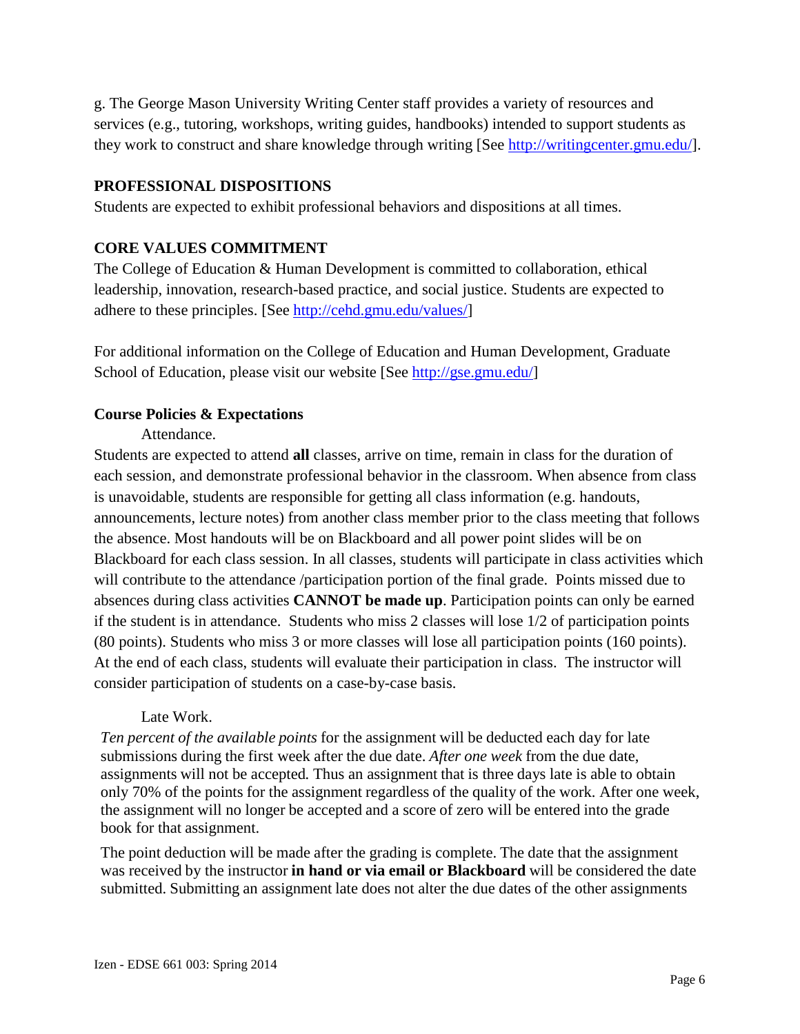g. The George Mason University Writing Center staff provides a variety of resources and services (e.g., tutoring, workshops, writing guides, handbooks) intended to support students as they work to construct and share knowledge through writing [See http://writingcenter.gmu.edu/].

**PROFESSIONAL DISPOSITIONS**

Students are expected to exhibit professional behaviors and dispositions at all times.

**CORE VALUES COMMITMENT**

The College of Education & Human Development is committed to collaboration, ethical leadership, innovation, research-based practice, and social justice. Students are expected to adhere to these principles. [See http://cehd.gmu.edu/values/]

For additional information on the College of Education and Human Development, Graduate School of Education, please visit our website [See http://gse.gmu.edu/]

**Course Policies & Expectations**

Attendance.

Students are expected to attend **all** classes, arrive on time, remain in class for the duration of each session, and demonstrate professional behavior in the classroom. When absence from class is unavoidable, students are responsible for getting all class information (e.g. handouts, announcements, lecture notes) from another class member prior to the class meeting that follows the absence. Most handouts will be on Blackboard and all power point slides will be on Blackboard for each class session. In all classes, students will participate in class activities which will contribute to the attendance /participation portion of the final grade. Points missed due to absences during class activities **CANNOT be made up**. Participation points can only be earned if the student is in attendance. Students who miss 2 classes will lose 1/2 of participation points (80 points). Students who miss 3 or more classes will lose all participation points (160 points). At the end of each class, students will evaluate their participation in class. The instructor will consider participation of students on a case-by-case basis.

Late Work.

*Ten percent of the available points* for the assignment will be deducted each day for late submissions during the first week after the due date. *After one week* from the due date, assignments will not be accepted. Thus an assignment that is three days late is able to obtain only 70% of the points for the assignment regardless of the quality of the work. After one week, the assignment will no longer be accepted and a score of zero will be entered into the grade book for that assignment.

The point deduction will be made after the grading is complete. The date that the assignment was received by the instructor **in hand or via email or Blackboard** will be considered the date submitted. Submitting an assignment late does not alter the due dates of the other assignments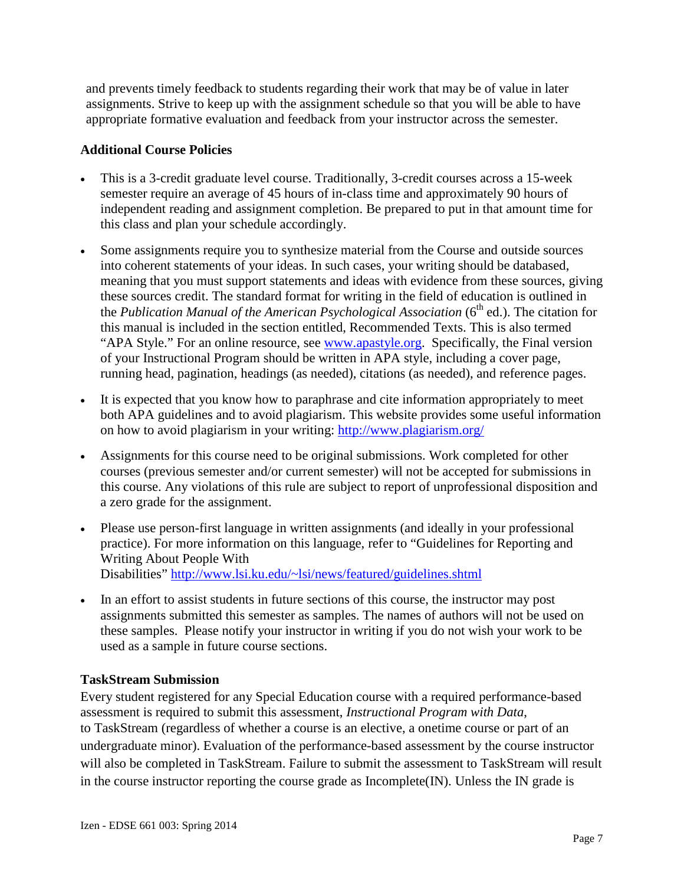and prevents timely feedback to students regarding their work that may be of value in later assignments. Strive to keep up with the assignment schedule so that you will be able to have appropriate formative evaluation and feedback from your instructor across the semester.

### Additional Course Policies

- This is a 3-credit graduate level course. Traditionally, 3-credit courses across a 15-week semester require an average of 45 hours of in-class time and approximately 90 hours of independent reading and assignment completion. Be prepared to put in that amount time for this class and plan your schedule accordingly.
- Some assignments require you to synthesize material from the Course and outside sources into coherent statements of your ideas. In such cases, your writing should be databased, meaning that you must support statements and ideas with evidence from these sources, giving these sources credit. The standard format for writing in the field of education is outlined in the *Publication Manual of the American Psychological Association* (6th ed.). The citation for this manual is included in the section entitled, Recommended Texts. This is also termed "APA Style." For an online resource, see [www.apastyle.org](www.apastyle.org). Specifically, the Final version of your Instructional Program should be written in APA style, including a cover page, running head, pagination, headings (as needed), citations (as needed), and reference pages.
- It is expected that you know how to paraphrase and cite information appropriately to meet both APA guidelines and to avoid plagiarism. This website provides some useful information on how to avoid plagiarism in your writing: [http://www.plagiarism.org/](http://www.plagiarism.org/)
- Assignments for this course need to be original submissions. Work completed for other courses (previous semester and/or current semester) will not be accepted for submissions in this course. Any violations of this rule are subject to report of unprofessional disposition and a zero grade for the assignment.
- Please use person-first language in written assignments (and ideally in your professional practice). For more information on this language, refer to "Guidelines for Reporting and Writing About People With Disabilities" [http://www.lsi.ku.edu/~lsi/news/featured/guidelines.shtml](http://www.lsi.ku.edu/~lsi/news/featured/guidelines.shtml)
- In an effort to assist students in future sections of this course, the instructor may post assignments submitted this semester as samples. The names of authors will not be used on these samples. Please notify your instructor in writing if you do not wish your work to be used as a sample in future course sections.

### TaskStream Submission

Every student registered for any Special Education course with a required performance-based assessment is required to submit this assessment, *Instructional Program with Data*, to TaskStream (regardless of whether a course is an elective, a onetime course or part of an undergraduate minor). Evaluation of the performance-based assessment by the course instructor will also be completed in TaskStream. Failure to submit the assessment to TaskStream will result in the course instructor reporting the course grade as Incomplete(IN). Unless the IN grade is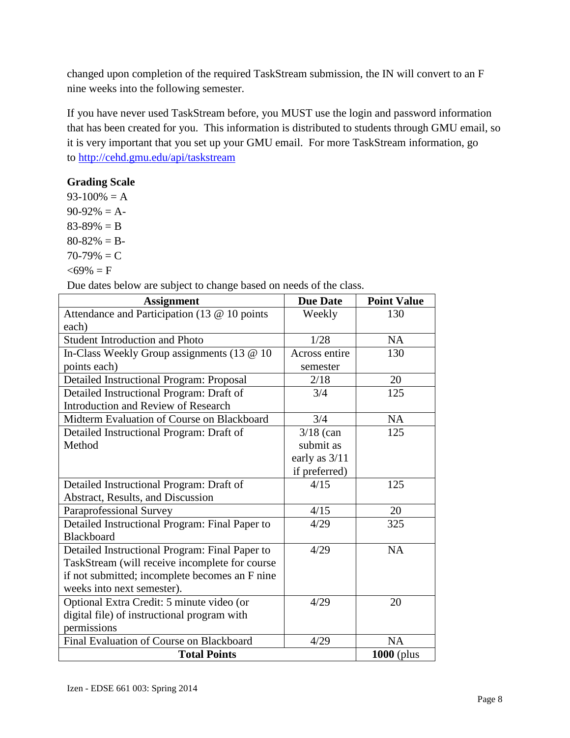changed upon completion of the required TaskStream submission, the IN will convert to an F nine weeks into the following semester.

If you have never used TaskStream before, you MUST use the login and password information that has been created for you. This information is distributed to students through GMU email, so it is very important that you set up your GMU email. For more TaskStream information, go to http://cehd.gmu.edu/api/taskstream

**Grading Scale**

93-100% = A
90-92% = A-
83-89% = B
80-82% = B-
70-79% = C
<69% = F

Due dates below are subject to change based on needs of the class.

| Assignment | Due Date | Point Value |
|---|---|---|
| Attendance and Participation (13 @ 10 points each) | Weekly | 130 |
| Student Introduction and Photo | 1/28 | NA |
| In-Class Weekly Group assignments (13 @ 10 points each) | Across entire semester | 130 |
| Detailed Instructional Program: Proposal | 2/18 | 20 |
| Detailed Instructional Program: Draft of Introduction and Review of Research | 3/4 | 125 |
| Midterm Evaluation of Course on Blackboard | 3/4 | NA |
| Detailed Instructional Program: Draft of Method | 3/18 (can submit as early as 3/11 if preferred) | 125 |
| Detailed Instructional Program: Draft of Abstract, Results, and Discussion | 4/15 | 125 |
| Paraprofessional Survey | 4/15 | 20 |
| Detailed Instructional Program: Final Paper to Blackboard | 4/29 | 325 |
| Detailed Instructional Program: Final Paper to TaskStream (will receive incomplete for course if not submitted; incomplete becomes an F nine weeks into next semester). | 4/29 | NA |
| Optional Extra Credit: 5 minute video (or digital file) of instructional program with permissions | 4/29 | 20 |
| Final Evaluation of Course on Blackboard | 4/29 | NA |
| **Total Points** | | **1000** (plus |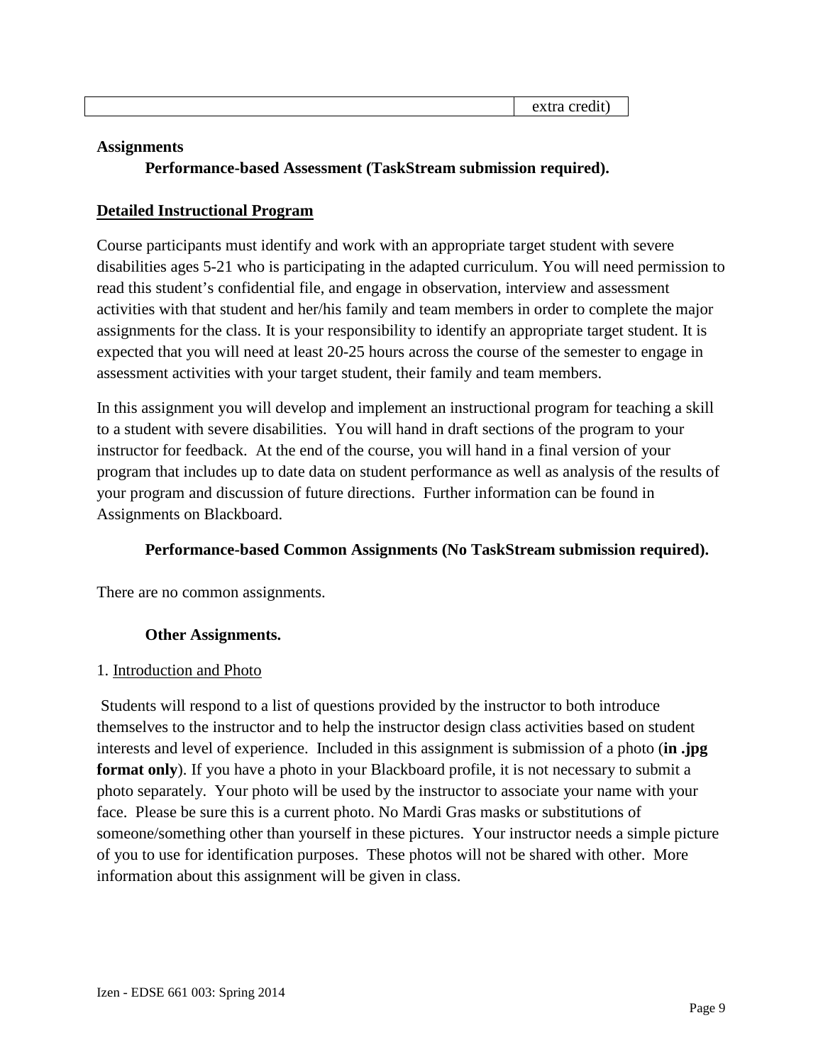| | extra credit) |
|---|---|

**Assignments**

**Performance-based Assessment (TaskStream submission required).**

**Detailed Instructional Program**

Course participants must identify and work with an appropriate target student with severe disabilities ages 5-21 who is participating in the adapted curriculum. You will need permission to read this student's confidential file, and engage in observation, interview and assessment activities with that student and her/his family and team members in order to complete the major assignments for the class. It is your responsibility to identify an appropriate target student. It is expected that you will need at least 20-25 hours across the course of the semester to engage in assessment activities with your target student, their family and team members.

In this assignment you will develop and implement an instructional program for teaching a skill to a student with severe disabilities. You will hand in draft sections of the program to your instructor for feedback. At the end of the course, you will hand in a final version of your program that includes up to date data on student performance as well as analysis of the results of your program and discussion of future directions. Further information can be found in Assignments on Blackboard.

**Performance-based Common Assignments (No TaskStream submission required).**

There are no common assignments.

**Other Assignments.**

1. Introduction and Photo

Students will respond to a list of questions provided by the instructor to both introduce themselves to the instructor and to help the instructor design class activities based on student interests and level of experience. Included in this assignment is submission of a photo (**in .jpg format only**). If you have a photo in your Blackboard profile, it is not necessary to submit a photo separately. Your photo will be used by the instructor to associate your name with your face. Please be sure this is a current photo. No Mardi Gras masks or substitutions of someone/something other than yourself in these pictures. Your instructor needs a simple picture of you to use for identification purposes. These photos will not be shared with other. More information about this assignment will be given in class.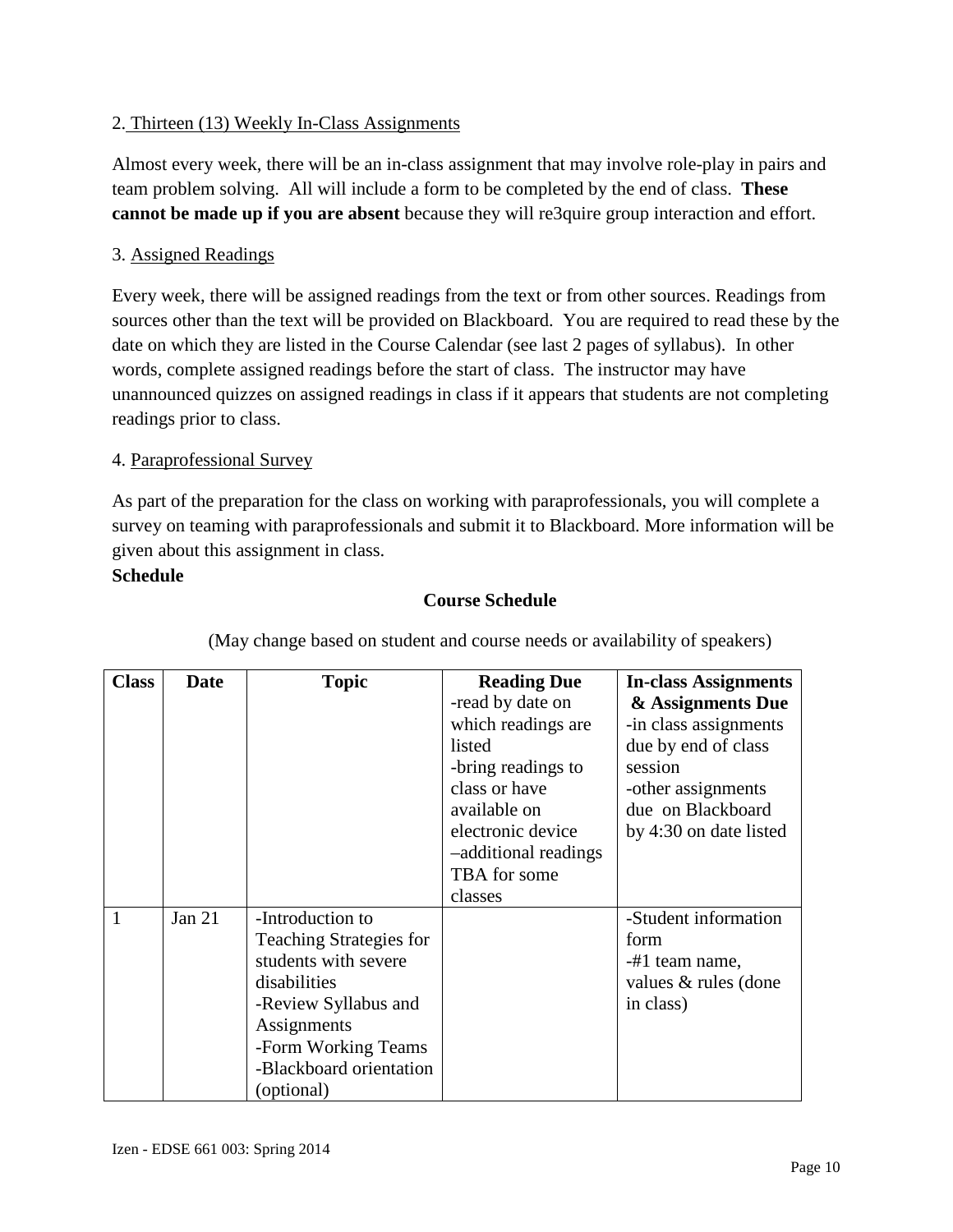2. Thirteen (13) Weekly In-Class Assignments

Almost every week, there will be an in-class assignment that may involve role-play in pairs and team problem solving. All will include a form to be completed by the end of class. **These cannot be made up if you are absent** because they will re3quire group interaction and effort.

3. Assigned Readings

Every week, there will be assigned readings from the text or from other sources. Readings from sources other than the text will be provided on Blackboard. You are required to read these by the date on which they are listed in the Course Calendar (see last 2 pages of syllabus). In other words, complete assigned readings before the start of class. The instructor may have unannounced quizzes on assigned readings in class if it appears that students are not completing readings prior to class.

4. Paraprofessional Survey

As part of the preparation for the class on working with paraprofessionals, you will complete a survey on teaming with paraprofessionals and submit it to Blackboard. More information will be given about this assignment in class.

**Schedule**

**Course Schedule**

(May change based on student and course needs or availability of speakers)

| Class | Date | Topic | Reading Due<br>-read by date on which readings are listed<br>-bring readings to class or have available on electronic device<br>–additional readings TBA for some classes | In-class Assignments & Assignments Due<br>-in class assignments due by end of class session<br>-other assignments due on Blackboard by 4:30 on date listed |
|---|---|---|---|---|
| 1 | Jan 21 | -Introduction to Teaching Strategies for students with severe disabilities<br>-Review Syllabus and Assignments<br>-Form Working Teams<br>-Blackboard orientation (optional) | | -Student information form<br>-#1 team name, values & rules (done in class) |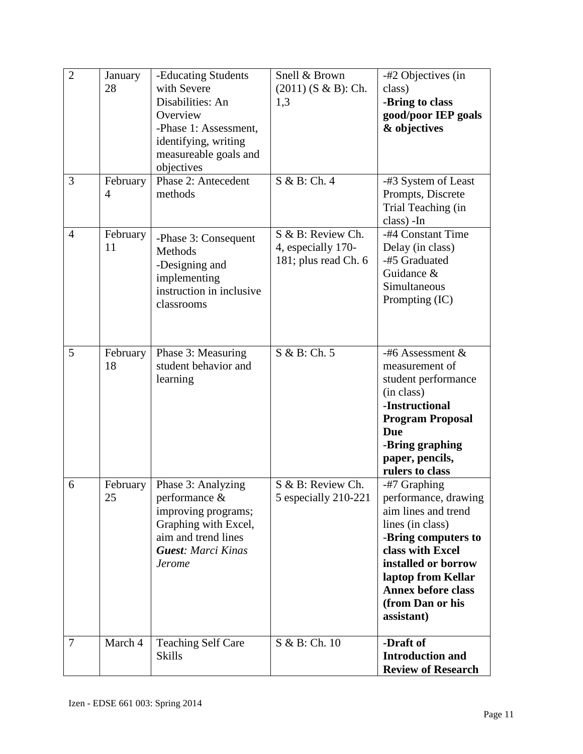| 2 | January 28 | -Educating Students with Severe Disabilities: An Overview<br>-Phase 1: Assessment, identifying, writing measureable goals and objectives | Snell & Brown (2011) (S & B): Ch. 1,3 | -#2 Objectives (in class)<br>**-Bring to class good/poor IEP goals & objectives** |
|---|---|---|---|---|
| 3 | February 4 | Phase 2: Antecedent methods | S & B: Ch. 4 | -#3 System of Least Prompts, Discrete Trial Teaching (in class) -In |
| 4 | February 11 | -Phase 3: Consequent Methods<br>-Designing and implementing instruction in inclusive classrooms | S & B: Review Ch. 4, especially 170-181; plus read Ch. 6 | -#4 Constant Time Delay (in class)<br>-#5 Graduated Guidance & Simultaneous Prompting (IC) |
| 5 | February 18 | Phase 3: Measuring student behavior and learning | S & B: Ch. 5 | -#6 Assessment & measurement of student performance (in class)<br>**-Instructional Program Proposal Due**<br>**-Bring graphing paper, pencils, rulers to class** |
| 6 | February 25 | Phase 3: Analyzing performance & improving programs; Graphing with Excel, aim and trend lines<br>***Guest**: Marci Kinas Jerome* | S & B: Review Ch. 5 especially 210-221 | -#7 Graphing performance, drawing aim lines and trend lines (in class)<br>-**Bring computers to class with Excel installed or borrow laptop from Kellar Annex before class (from Dan or his assistant)** |
| 7 | March 4 | Teaching Self Care Skills | S & B: Ch. 10 | **-Draft of Introduction and Review of Research** |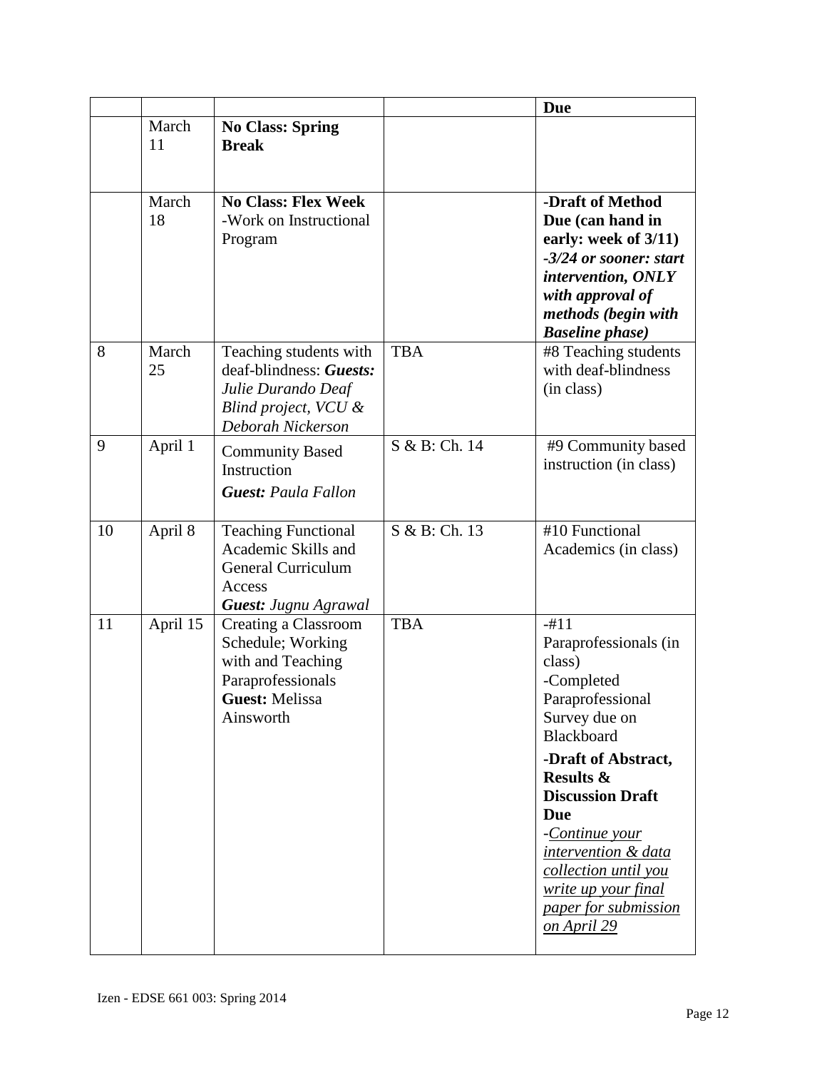| | | | | **Due** |
|---|---|---|---|---|
| | March 11 | **No Class: Spring Break** | | |
| | March 18 | **No Class: Flex Week** -Work on Instructional Program | | **-Draft of Method Due (can hand in early: week of 3/11)** ***-3/24 or sooner: start intervention, ONLY with approval of methods (begin with Baseline phase)*** |
| 8 | March 25 | Teaching students with deaf-blindness: ***Guests:*** *Julie Durando Deaf Blind project, VCU & Deborah Nickerson* | TBA | #8 Teaching students with deaf-blindness (in class) |
| 9 | April 1 | Community Based Instruction ***Guest:*** *Paula Fallon* | S & B: Ch. 14 | #9 Community based instruction (in class) |
| 10 | April 8 | Teaching Functional Academic Skills and General Curriculum Access ***Guest:*** *Jugnu Agrawal* | S & B: Ch. 13 | #10 Functional Academics (in class) |
| 11 | April 15 | Creating a Classroom Schedule; Working with and Teaching Paraprofessionals **Guest:** Melissa Ainsworth | TBA | -#11 Paraprofessionals (in class) -Completed Paraprofessional Survey due on Blackboard **-Draft of Abstract, Results & Discussion Draft Due** -*Continue your intervention & data collection until you write up your final paper for submission on April 29* |

Izen - EDSE 661 003: Spring 2014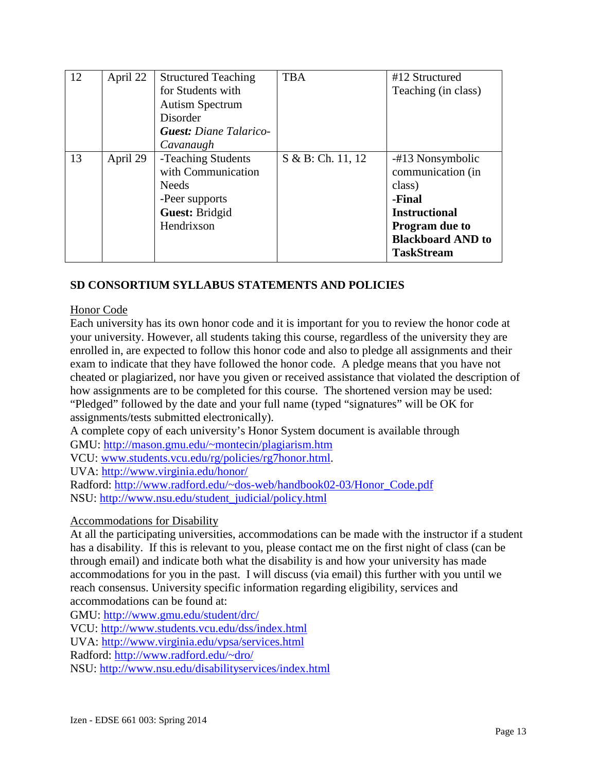| 12 | April 22 | Structured Teaching for Students with Autism Spectrum Disorder<br>***Guest:*** *Diane Talarico-Cavanaugh* | TBA | #12 Structured Teaching (in class) |
|---|---|---|---|---|
| 13 | April 29 | -Teaching Students with Communication Needs<br>-Peer supports<br>**Guest:** Bridgid Hendrixson | S & B: Ch. 11, 12 | -#13 Nonsymbolic communication (in class)<br>**-Final Instructional Program due to Blackboard AND to TaskStream** |

## SD CONSORTIUM SYLLABUS STATEMENTS AND POLICIES

Honor Code

Each university has its own honor code and it is important for you to review the honor code at your university. However, all students taking this course, regardless of the university they are enrolled in, are expected to follow this honor code and also to pledge all assignments and their exam to indicate that they have followed the honor code. A pledge means that you have not cheated or plagiarized, nor have you given or received assistance that violated the description of how assignments are to be completed for this course. The shortened version may be used: "Pledged" followed by the date and your full name (typed "signatures" will be OK for assignments/tests submitted electronically).

A complete copy of each university's Honor System document is available through

GMU: http://mason.gmu.edu/~montecin/plagiarism.htm
VCU: www.students.vcu.edu/rg/policies/rg7honor.html.
UVA: http://www.virginia.edu/honor/
Radford: http://www.radford.edu/~dos-web/handbook02-03/Honor_Code.pdf
NSU: http://www.nsu.edu/student_judicial/policy.html

Accommodations for Disability

At all the participating universities, accommodations can be made with the instructor if a student has a disability. If this is relevant to you, please contact me on the first night of class (can be through email) and indicate both what the disability is and how your university has made accommodations for you in the past. I will discuss (via email) this further with you until we reach consensus. University specific information regarding eligibility, services and accommodations can be found at:

GMU: http://www.gmu.edu/student/drc/
VCU: http://www.students.vcu.edu/dss/index.html
UVA: http://www.virginia.edu/vpsa/services.html
Radford: http://www.radford.edu/~dro/
NSU: http://www.nsu.edu/disabilityservices/index.html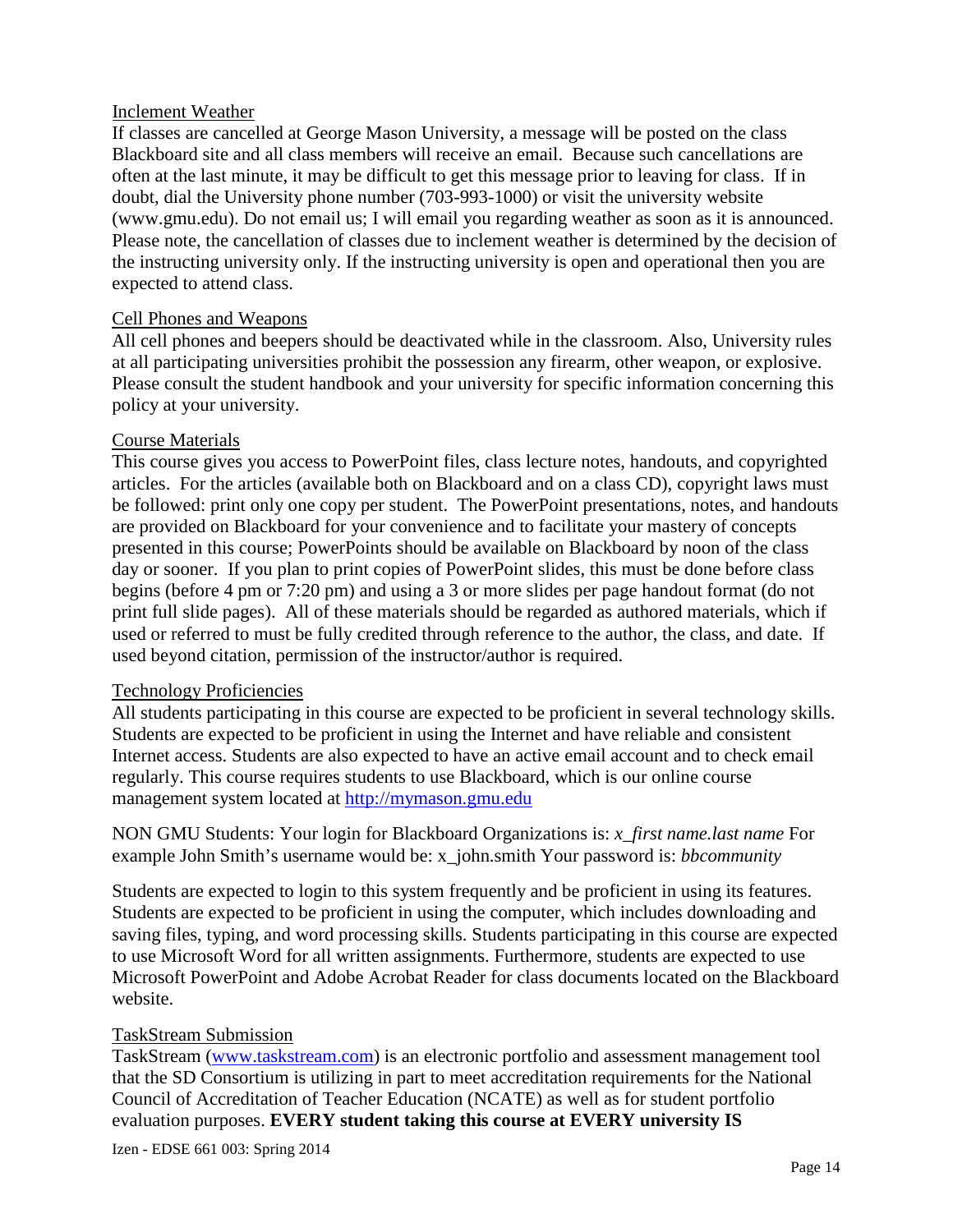Inclement Weather

If classes are cancelled at George Mason University, a message will be posted on the class Blackboard site and all class members will receive an email. Because such cancellations are often at the last minute, it may be difficult to get this message prior to leaving for class. If in doubt, dial the University phone number (703-993-1000) or visit the university website (www.gmu.edu). Do not email us; I will email you regarding weather as soon as it is announced. Please note, the cancellation of classes due to inclement weather is determined by the decision of the instructing university only. If the instructing university is open and operational then you are expected to attend class.

Cell Phones and Weapons

All cell phones and beepers should be deactivated while in the classroom. Also, University rules at all participating universities prohibit the possession any firearm, other weapon, or explosive. Please consult the student handbook and your university for specific information concerning this policy at your university.

Course Materials

This course gives you access to PowerPoint files, class lecture notes, handouts, and copyrighted articles. For the articles (available both on Blackboard and on a class CD), copyright laws must be followed: print only one copy per student. The PowerPoint presentations, notes, and handouts are provided on Blackboard for your convenience and to facilitate your mastery of concepts presented in this course; PowerPoints should be available on Blackboard by noon of the class day or sooner. If you plan to print copies of PowerPoint slides, this must be done before class begins (before 4 pm or 7:20 pm) and using a 3 or more slides per page handout format (do not print full slide pages). All of these materials should be regarded as authored materials, which if used or referred to must be fully credited through reference to the author, the class, and date. If used beyond citation, permission of the instructor/author is required.

Technology Proficiencies

All students participating in this course are expected to be proficient in several technology skills. Students are expected to be proficient in using the Internet and have reliable and consistent Internet access. Students are also expected to have an active email account and to check email regularly. This course requires students to use Blackboard, which is our online course management system located at [http://mymason.gmu.edu](http://mymason.gmu.edu)

NON GMU Students: Your login for Blackboard Organizations is: *x_first name.last name* For example John Smith's username would be: x_john.smith Your password is: *bbcommunity*

Students are expected to login to this system frequently and be proficient in using its features. Students are expected to be proficient in using the computer, which includes downloading and saving files, typing, and word processing skills. Students participating in this course are expected to use Microsoft Word for all written assignments. Furthermore, students are expected to use Microsoft PowerPoint and Adobe Acrobat Reader for class documents located on the Blackboard website.

TaskStream Submission

TaskStream ([www.taskstream.com](http://www.taskstream.com)) is an electronic portfolio and assessment management tool that the SD Consortium is utilizing in part to meet accreditation requirements for the National Council of Accreditation of Teacher Education (NCATE) as well as for student portfolio evaluation purposes. **EVERY student taking this course at EVERY university IS**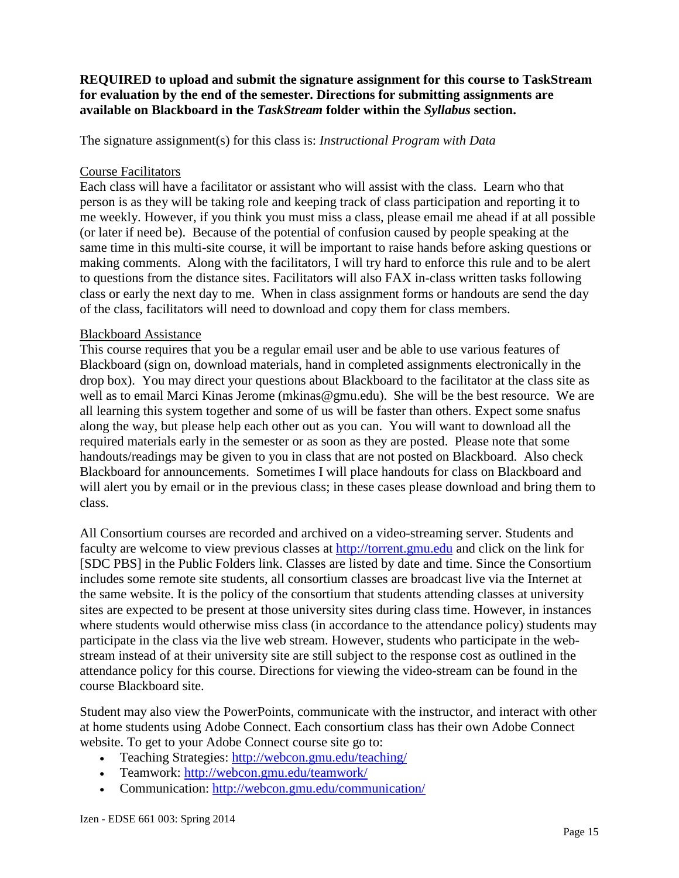**REQUIRED to upload and submit the signature assignment for this course to TaskStream for evaluation by the end of the semester. Directions for submitting assignments are available on Blackboard in the *TaskStream* folder within the *Syllabus* section.**

The signature assignment(s) for this class is: *Instructional Program with Data*

<u>Course Facilitators</u>

Each class will have a facilitator or assistant who will assist with the class. Learn who that person is as they will be taking role and keeping track of class participation and reporting it to me weekly. However, if you think you must miss a class, please email me ahead if at all possible (or later if need be). Because of the potential of confusion caused by people speaking at the same time in this multi-site course, it will be important to raise hands before asking questions or making comments. Along with the facilitators, I will try hard to enforce this rule and to be alert to questions from the distance sites. Facilitators will also FAX in-class written tasks following class or early the next day to me. When in class assignment forms or handouts are send the day of the class, facilitators will need to download and copy them for class members.

<u>Blackboard Assistance</u>

This course requires that you be a regular email user and be able to use various features of Blackboard (sign on, download materials, hand in completed assignments electronically in the drop box). You may direct your questions about Blackboard to the facilitator at the class site as well as to email Marci Kinas Jerome (mkinas@gmu.edu). She will be the best resource. We are all learning this system together and some of us will be faster than others. Expect some snafus along the way, but please help each other out as you can. You will want to download all the required materials early in the semester or as soon as they are posted. Please note that some handouts/readings may be given to you in class that are not posted on Blackboard. Also check Blackboard for announcements. Sometimes I will place handouts for class on Blackboard and will alert you by email or in the previous class; in these cases please download and bring them to class.

All Consortium courses are recorded and archived on a video-streaming server. Students and faculty are welcome to view previous classes at [http://torrent.gmu.edu](http://torrent.gmu.edu) and click on the link for [SDC PBS] in the Public Folders link. Classes are listed by date and time. Since the Consortium includes some remote site students, all consortium classes are broadcast live via the Internet at the same website. It is the policy of the consortium that students attending classes at university sites are expected to be present at those university sites during class time. However, in instances where students would otherwise miss class (in accordance to the attendance policy) students may participate in the class via the live web stream. However, students who participate in the web-stream instead of at their university site are still subject to the response cost as outlined in the attendance policy for this course. Directions for viewing the video-stream can be found in the course Blackboard site.

Student may also view the PowerPoints, communicate with the instructor, and interact with other at home students using Adobe Connect. Each consortium class has their own Adobe Connect website. To get to your Adobe Connect course site go to:

- Teaching Strategies: [http://webcon.gmu.edu/teaching/](http://webcon.gmu.edu/teaching/)
- Teamwork: [http://webcon.gmu.edu/teamwork/](http://webcon.gmu.edu/teamwork/)
- Communication: [http://webcon.gmu.edu/communication/](http://webcon.gmu.edu/communication/)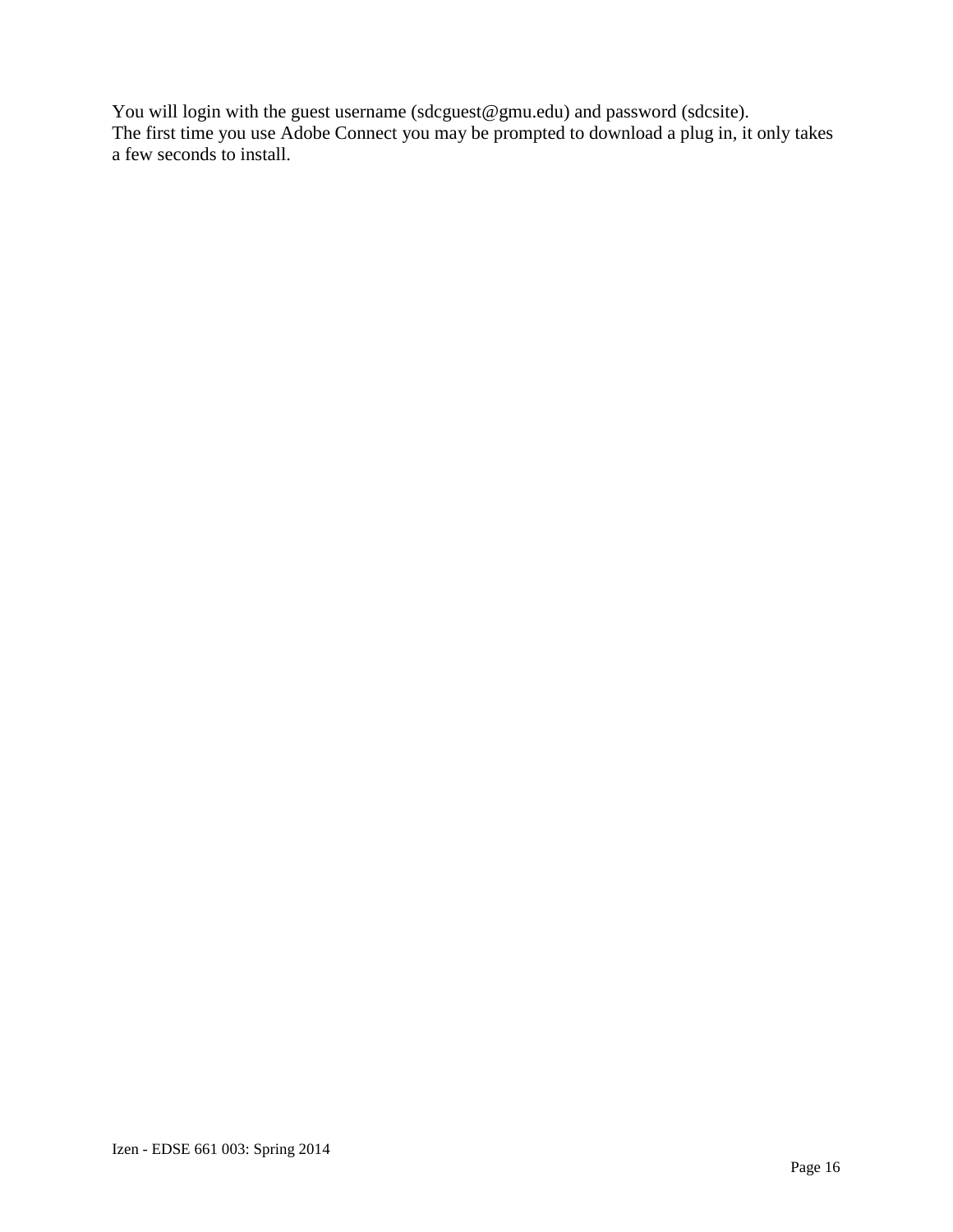You will login with the guest username (sdcguest@gmu.edu) and password (sdcsite).
The first time you use Adobe Connect you may be prompted to download a plug in, it only takes a few seconds to install.